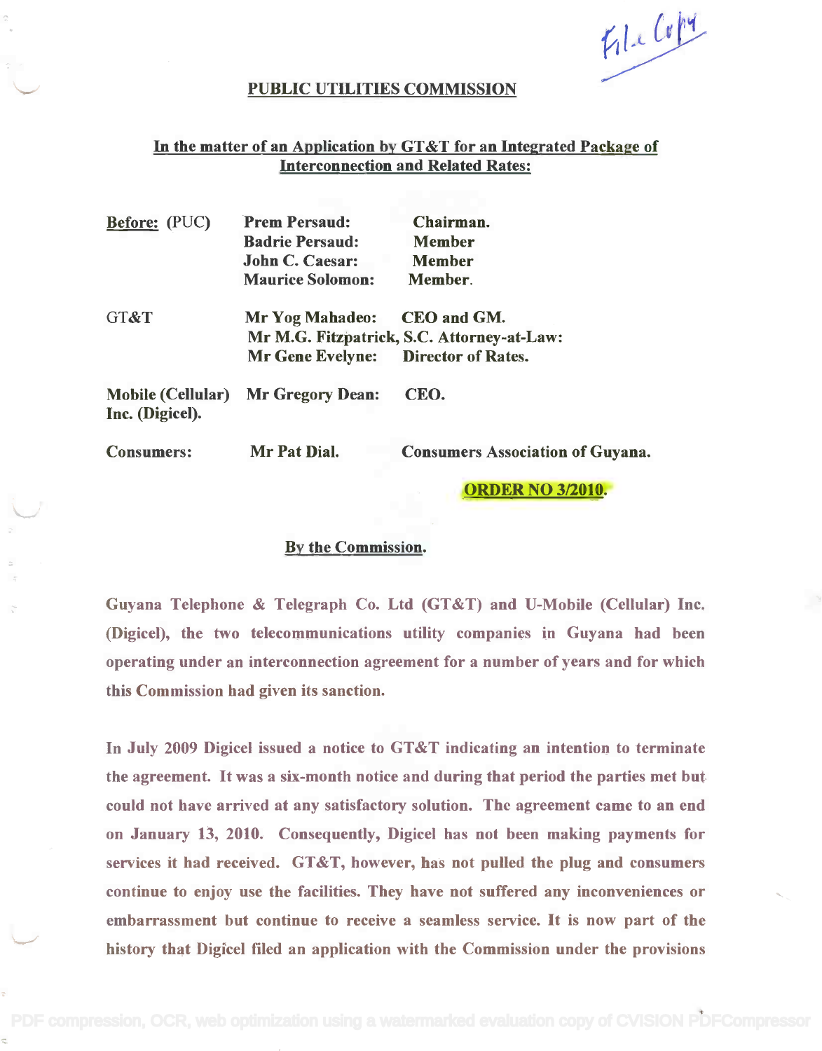File Copy

# PUBLIC UTILITIES COMMISSION

## In the matter of an Application by GT&T for an Integrated Package of Interconnection and Related Rates:

| | | |
|---|---|---|
| **Before:** (PUC) | **Prem Persaud:** | **Chairman.** |
| | **Badrie Persaud:** | **Member** |
| | **John C. Caesar:** | **Member** |
| | **Maurice Solomon:** | **Member.** |
| GT&T | **Mr Yog Mahadeo:** | **CEO and GM.** |
| | **Mr M.G. Fitzpatrick, S.C. Attorney-at-Law:** | |
| | **Mr Gene Evelyne:** | **Director of Rates.** |
| **Mobile (Cellular) Inc. (Digicel).** | **Mr Gregory Dean:** | **CEO.** |
| **Consumers:** | **Mr Pat Dial.** | **Consumers Association of Guyana.** |

**ORDER NO 3/2010.**

**By the Commission.**

Guyana Telephone & Telegraph Co. Ltd (GT&T) and U-Mobile (Cellular) Inc. (Digicel), the two telecommunications utility companies in Guyana had been operating under an interconnection agreement for a number of years and for which this Commission had given its sanction.

In July 2009 Digicel issued a notice to GT&T indicating an intention to terminate the agreement. It was a six-month notice and during that period the parties met but could not have arrived at any satisfactory solution. The agreement came to an end on January 13, 2010. Consequently, Digicel has not been making payments for services it had received. GT&T, however, has not pulled the plug and consumers continue to enjoy use the facilities. They have not suffered any inconveniences or embarrassment but continue to receive a seamless service. It is now part of the history that Digicel filed an application with the Commission under the provisions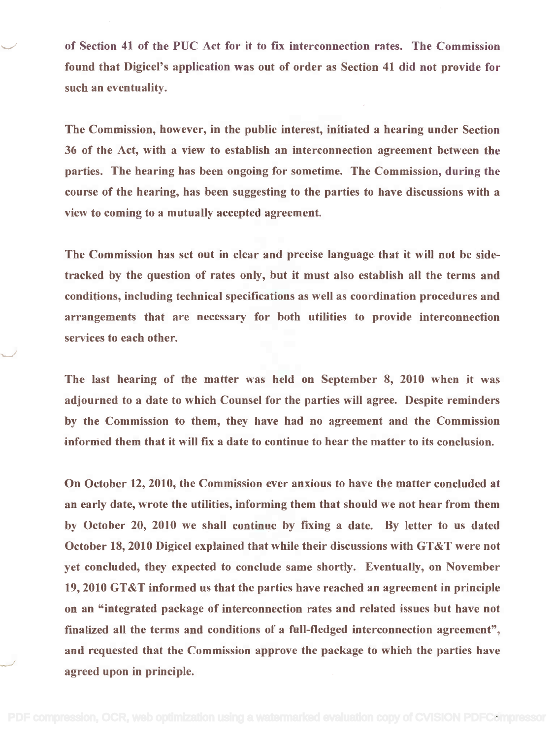of Section 41 of the PUC Act for it to fix interconnection rates. The Commission found that Digicel's application was out of order as Section 41 did not provide for such an eventuality.

The Commission, however, in the public interest, initiated a hearing under Section 36 of the Act, with a view to establish an interconnection agreement between the parties. The hearing has been ongoing for sometime. The Commission, during the course of the hearing, has been suggesting to the parties to have discussions with a view to coming to a mutually accepted agreement.

The Commission has set out in clear and precise language that it will not be side-tracked by the question of rates only, but it must also establish all the terms and conditions, including technical specifications as well as coordination procedures and arrangements that are necessary for both utilities to provide interconnection services to each other.

The last hearing of the matter was held on September 8, 2010 when it was adjourned to a date to which Counsel for the parties will agree. Despite reminders by the Commission to them, they have had no agreement and the Commission informed them that it will fix a date to continue to hear the matter to its conclusion.

On October 12, 2010, the Commission ever anxious to have the matter concluded at an early date, wrote the utilities, informing them that should we not hear from them by October 20, 2010 we shall continue by fixing a date. By letter to us dated October 18, 2010 Digicel explained that while their discussions with GT&T were not yet concluded, they expected to conclude same shortly. Eventually, on November 19, 2010 GT&T informed us that the parties have reached an agreement in principle on an "integrated package of interconnection rates and related issues but have not finalized all the terms and conditions of a full-fledged interconnection agreement", and requested that the Commission approve the package to which the parties have agreed upon in principle.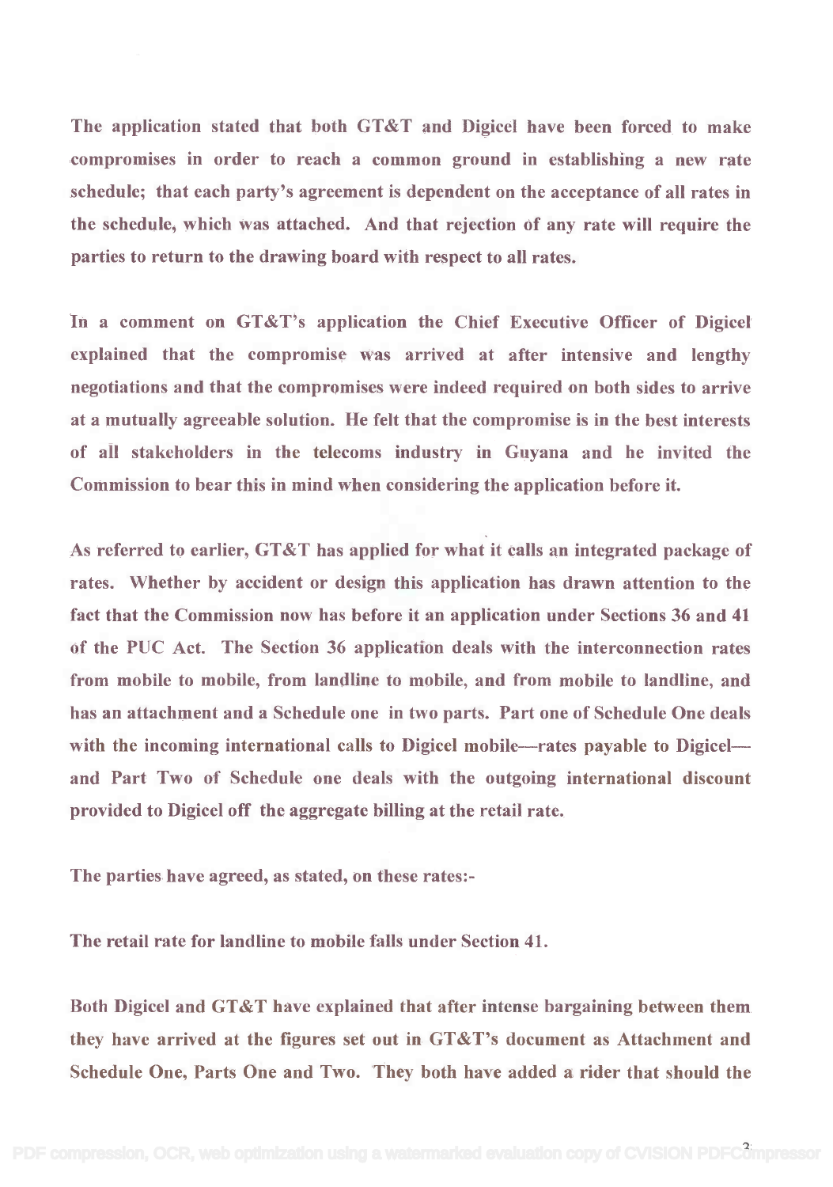The application stated that both GT&T and Digicel have been forced to make compromises in order to reach a common ground in establishing a new rate schedule; that each party's agreement is dependent on the acceptance of all rates in the schedule, which was attached. And that rejection of any rate will require the parties to return to the drawing board with respect to all rates.

In a comment on GT&T's application the Chief Executive Officer of Digicel explained that the compromise was arrived at after intensive and lengthy negotiations and that the compromises were indeed required on both sides to arrive at a mutually agreeable solution. He felt that the compromise is in the best interests of all stakeholders in the telecoms industry in Guyana and he invited the Commission to bear this in mind when considering the application before it.

As referred to earlier, GT&T has applied for what it calls an integrated package of rates. Whether by accident or design this application has drawn attention to the fact that the Commission now has before it an application under Sections 36 and 41 of the PUC Act. The Section 36 application deals with the interconnection rates from mobile to mobile, from landline to mobile, and from mobile to landline, and has an attachment and a Schedule one in two parts. Part one of Schedule One deals with the incoming international calls to Digicel mobile—rates payable to Digicel—and Part Two of Schedule one deals with the outgoing international discount provided to Digicel off the aggregate billing at the retail rate.

The parties have agreed, as stated, on these rates:-

The retail rate for landline to mobile falls under Section 41.

Both Digicel and GT&T have explained that after intense bargaining between them they have arrived at the figures set out in GT&T's document as Attachment and Schedule One, Parts One and Two. They both have added a rider that should the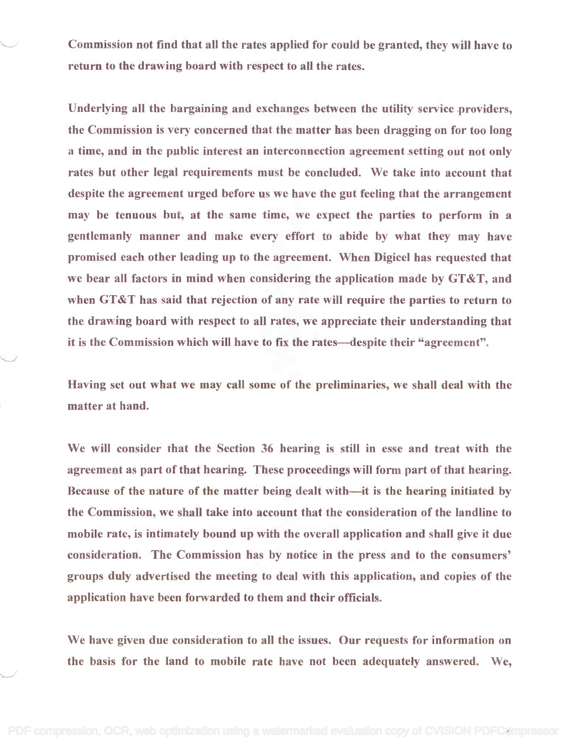**Commission not find that all the rates applied for could be granted, they will have to return to the drawing board with respect to all the rates.**

**Underlying all the bargaining and exchanges between the utility service providers, the Commission is very concerned that the matter has been dragging on for too long a time, and in the public interest an interconnection agreement setting out not only rates but other legal requirements must be concluded. We take into account that despite the agreement urged before us we have the gut feeling that the arrangement may be tenuous but, at the same time, we expect the parties to perform in a gentlemanly manner and make every effort to abide by what they may have promised each other leading up to the agreement. When Digicel has requested that we bear all factors in mind when considering the application made by GT&T, and when GT&T has said that rejection of any rate will require the parties to return to the drawing board with respect to all rates, we appreciate their understanding that it is the Commission which will have to fix the rates—despite their "agreement".**

**Having set out what we may call some of the preliminaries, we shall deal with the matter at hand.**

**We will consider that the Section 36 hearing is still in esse and treat with the agreement as part of that hearing. These proceedings will form part of that hearing. Because of the nature of the matter being dealt with—it is the hearing initiated by the Commission, we shall take into account that the consideration of the landline to mobile rate, is intimately bound up with the overall application and shall give it due consideration. The Commission has by notice in the press and to the consumers' groups duly advertised the meeting to deal with this application, and copies of the application have been forwarded to them and their officials.**

**We have given due consideration to all the issues. Our requests for information on the basis for the land to mobile rate have not been adequately answered. We,**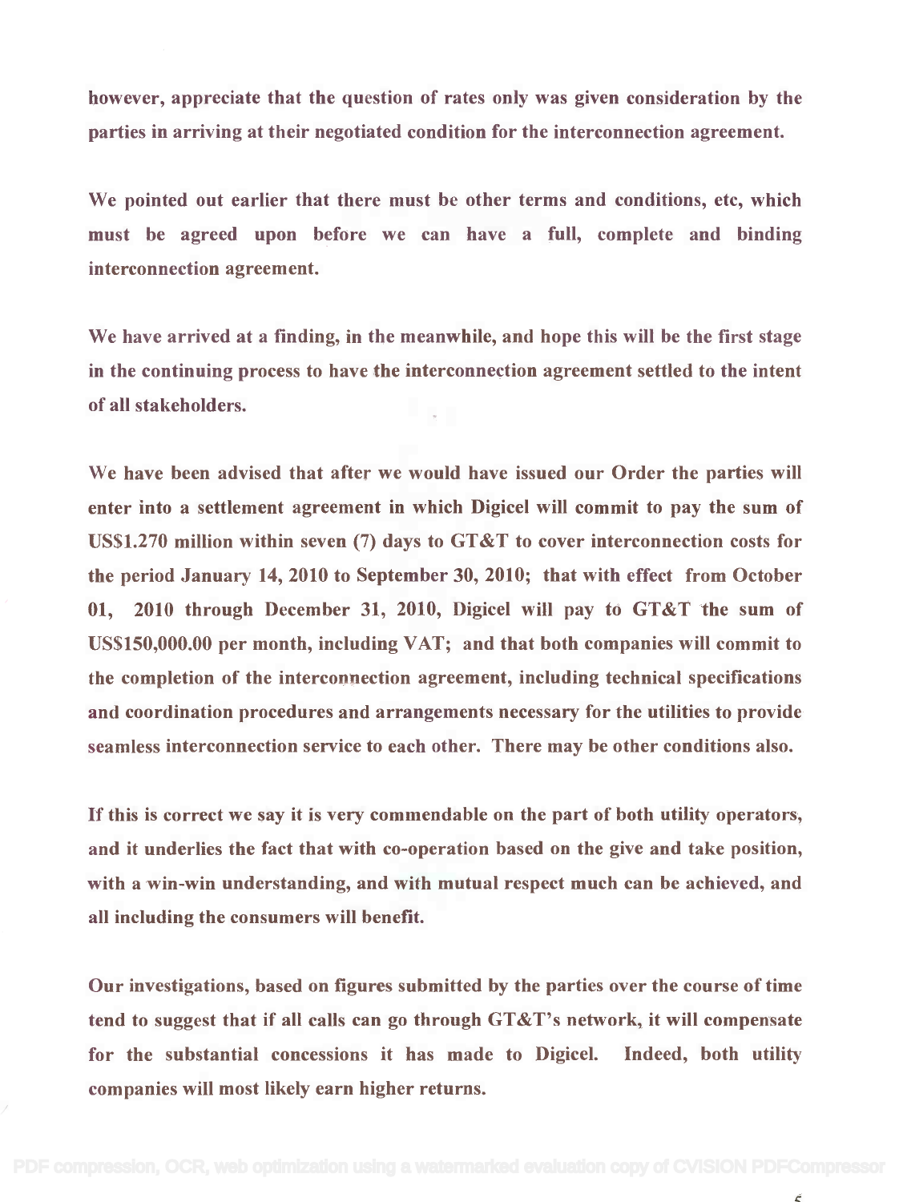**however, appreciate that the question of rates only was given consideration by the parties in arriving at their negotiated condition for the interconnection agreement.**

**We pointed out earlier that there must be other terms and conditions, etc, which must be agreed upon before we can have a full, complete and binding interconnection agreement.**

**We have arrived at a finding, in the meanwhile, and hope this will be the first stage in the continuing process to have the interconnection agreement settled to the intent of all stakeholders.**

**We have been advised that after we would have issued our Order the parties will enter into a settlement agreement in which Digicel will commit to pay the sum of US$1.270 million within seven (7) days to GT&T to cover interconnection costs for the period January 14, 2010 to September 30, 2010; that with effect from October 01, 2010 through December 31, 2010, Digicel will pay to GT&T the sum of US$150,000.00 per month, including VAT; and that both companies will commit to the completion of the interconnection agreement, including technical specifications and coordination procedures and arrangements necessary for the utilities to provide seamless interconnection service to each other. There may be other conditions also.**

**If this is correct we say it is very commendable on the part of both utility operators, and it underlies the fact that with co-operation based on the give and take position, with a win-win understanding, and with mutual respect much can be achieved, and all including the consumers will benefit.**

**Our investigations, based on figures submitted by the parties over the course of time tend to suggest that if all calls can go through GT&T's network, it will compensate for the substantial concessions it has made to Digicel. Indeed, both utility companies will most likely earn higher returns.**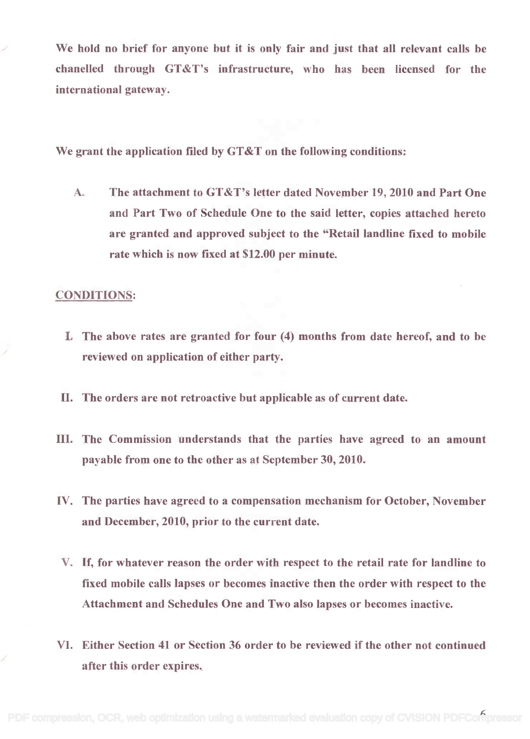**We hold no brief for anyone but it is only fair and just that all relevant calls be chanelled through GT&T's infrastructure, who has been licensed for the international gateway.**

**We grant the application filed by GT&T on the following conditions:**

A. **The attachment to GT&T's letter dated November 19, 2010 and Part One and Part Two of Schedule One to the said letter, copies attached hereto are granted and approved subject to the "Retail landline fixed to mobile rate which is now fixed at $12.00 per minute.**

**CONDITIONS:**

I. **The above rates are granted for four (4) months from date hereof, and to be reviewed on application of either party.**

II. **The orders are not retroactive but applicable as of current date.**

III. **The Commission understands that the parties have agreed to an amount payable from one to the other as at September 30, 2010.**

IV. **The parties have agreed to a compensation mechanism for October, November and December, 2010, prior to the current date.**

V. **If, for whatever reason the order with respect to the retail rate for landline to fixed mobile calls lapses or becomes inactive then the order with respect to the Attachment and Schedules One and Two also lapses or becomes inactive.**

VI. **Either Section 41 or Section 36 order to be reviewed if the other not continued after this order expires.**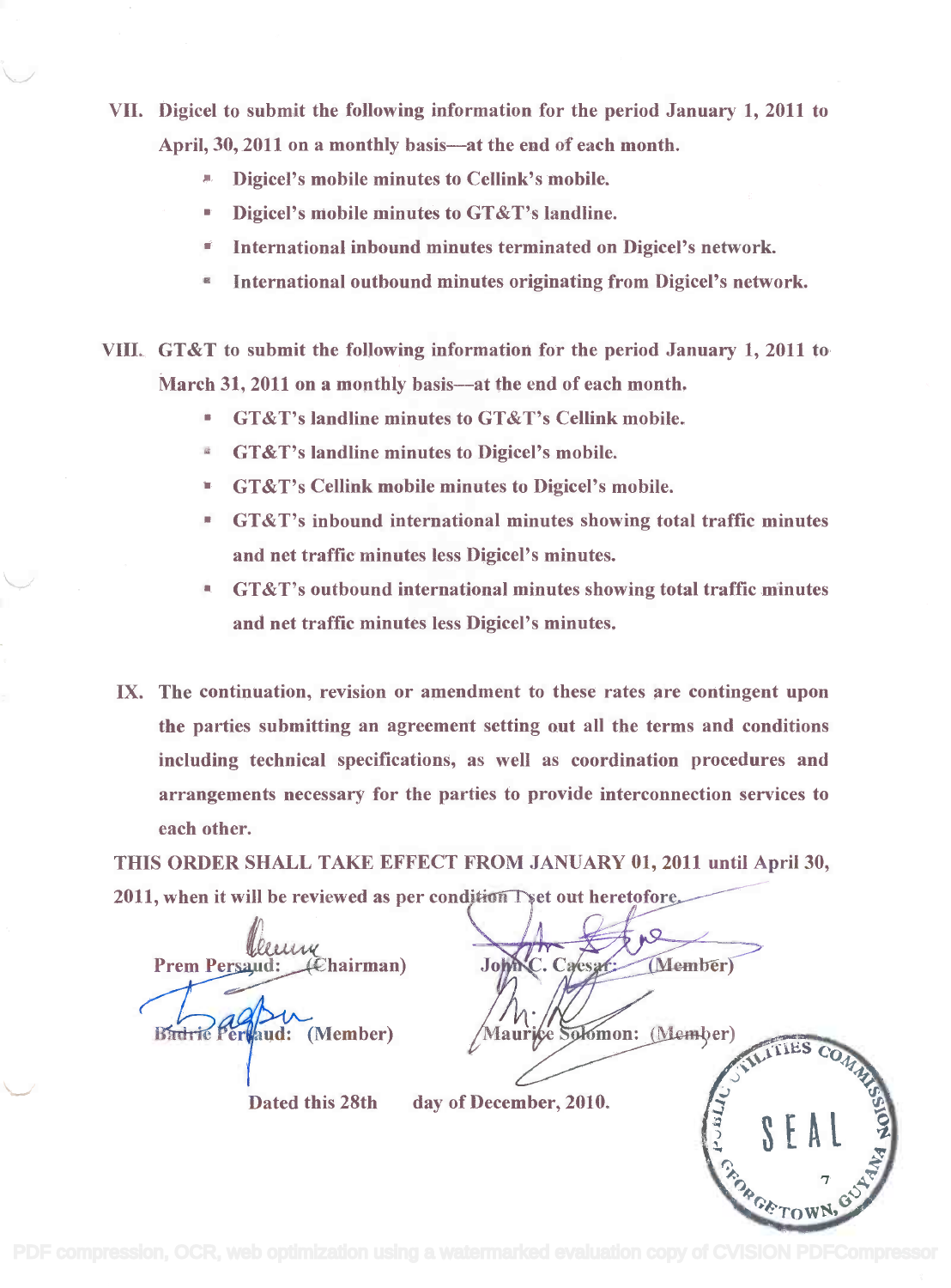VII. **Digicel to submit the following information for the period January 1, 2011 to April, 30, 2011 on a monthly basis—at the end of each month.**

- **Digicel's mobile minutes to Cellink's mobile.**
- **Digicel's mobile minutes to GT&T's landline.**
- **International inbound minutes terminated on Digicel's network.**
- **International outbound minutes originating from Digicel's network.**

VIII. **GT&T to submit the following information for the period January 1, 2011 to March 31, 2011 on a monthly basis—at the end of each month.**

- **GT&T's landline minutes to GT&T's Cellink mobile.**
- **GT&T's landline minutes to Digicel's mobile.**
- **GT&T's Cellink mobile minutes to Digicel's mobile.**
- **GT&T's inbound international minutes showing total traffic minutes and net traffic minutes less Digicel's minutes.**
- **GT&T's outbound international minutes showing total traffic minutes and net traffic minutes less Digicel's minutes.**

IX. **The continuation, revision or amendment to these rates are contingent upon the parties submitting an agreement setting out all the terms and conditions including technical specifications, as well as coordination procedures and arrangements necessary for the parties to provide interconnection services to each other.**

**THIS ORDER SHALL TAKE EFFECT FROM JANUARY 01, 2011 until April 30, 2011, when it will be reviewed as per condition I set out heretofore.**

**Prem Persaud: (Chairman)** **John C. Caesar: (Member)**

**Badrie Persaud: (Member)** **Maurice Solomon: (Member)**

**Dated this 28th day of December, 2010.**

PUBLIC UTILITIES COMMISSION SEAL GEORGETOWN, GUYANA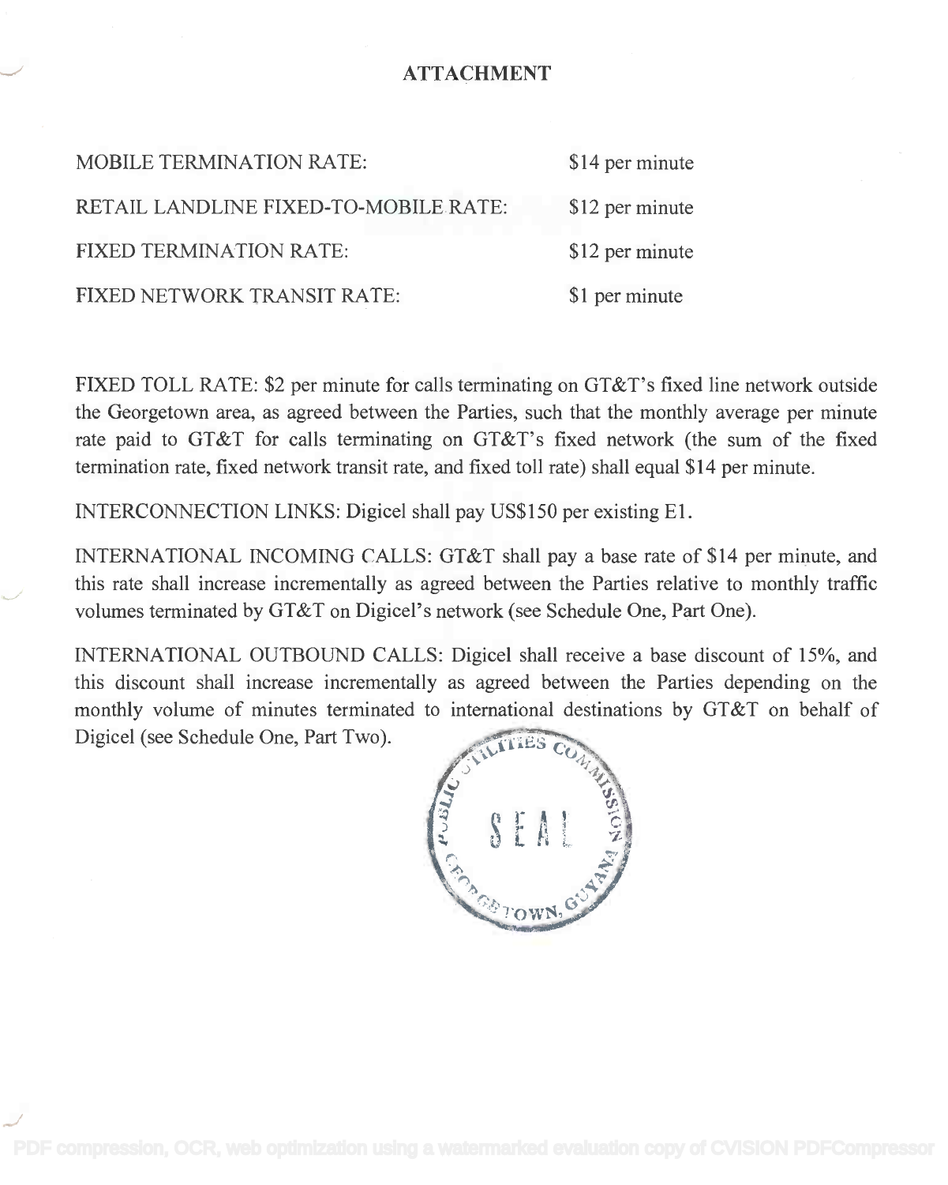# ATTACHMENT

| | |
|---|---|
| MOBILE TERMINATION RATE: | \$14 per minute |
| RETAIL LANDLINE FIXED-TO-MOBILE RATE: | \$12 per minute |
| FIXED TERMINATION RATE: | \$12 per minute |
| FIXED NETWORK TRANSIT RATE: | \$1 per minute |

FIXED TOLL RATE: \$2 per minute for calls terminating on GT&T's fixed line network outside the Georgetown area, as agreed between the Parties, such that the monthly average per minute rate paid to GT&T for calls terminating on GT&T's fixed network (the sum of the fixed termination rate, fixed network transit rate, and fixed toll rate) shall equal \$14 per minute.

INTERCONNECTION LINKS: Digicel shall pay US\$150 per existing E1.

INTERNATIONAL INCOMING CALLS: GT&T shall pay a base rate of \$14 per minute, and this rate shall increase incrementally as agreed between the Parties relative to monthly traffic volumes terminated by GT&T on Digicel's network (see Schedule One, Part One).

INTERNATIONAL OUTBOUND CALLS: Digicel shall receive a base discount of 15%, and this discount shall increase incrementally as agreed between the Parties depending on the monthly volume of minutes terminated to international destinations by GT&T on behalf of Digicel (see Schedule One, Part Two).

PUBLIC UTILITIES COMMISSION SEAL GEORGETOWN, GUYANA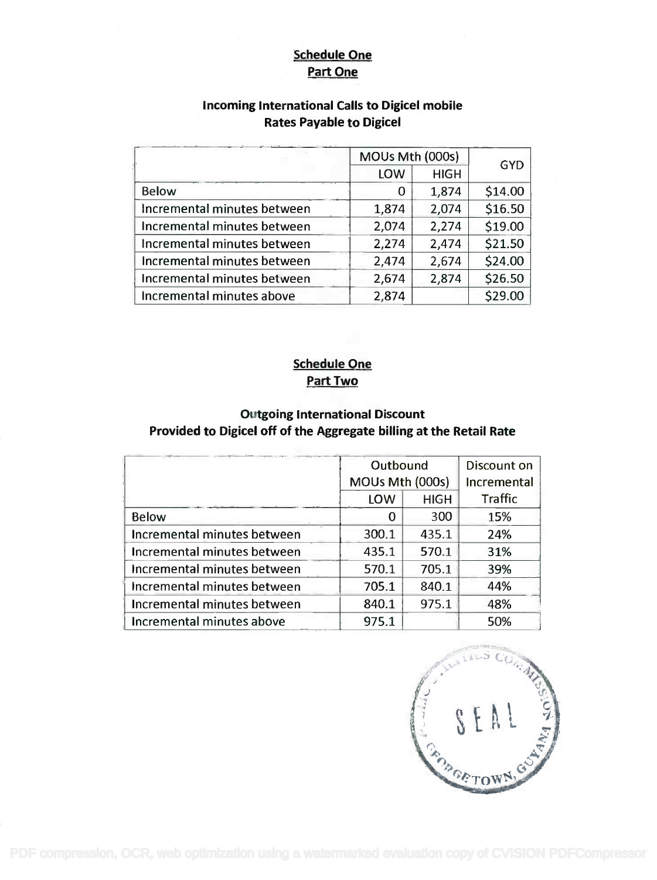## Schedule One
## Part One

### Incoming International Calls to Digicel mobile
### Rates Payable to Digicel

| | MOUs Mth (000s) | | GYD |
|---|---|---|---|
| | LOW | HIGH | |
| Below | 0 | 1,874 | $14.00 |
| Incremental minutes between | 1,874 | 2,074 | $16.50 |
| Incremental minutes between | 2,074 | 2,274 | $19.00 |
| Incremental minutes between | 2,274 | 2,474 | $21.50 |
| Incremental minutes between | 2,474 | 2,674 | $24.00 |
| Incremental minutes between | 2,674 | 2,874 | $26.50 |
| Incremental minutes above | 2,874 | | $29.00 |

## Schedule One
## Part Two

### Outgoing International Discount
### Provided to Digicel off of the Aggregate billing at the Retail Rate

| | Outbound MOUs Mth (000s) | | Discount on Incremental Traffic |
|---|---|---|---|
| | LOW | HIGH | |
| Below | 0 | 300 | 15% |
| Incremental minutes between | 300.1 | 435.1 | 24% |
| Incremental minutes between | 435.1 | 570.1 | 31% |
| Incremental minutes between | 570.1 | 705.1 | 39% |
| Incremental minutes between | 705.1 | 840.1 | 44% |
| Incremental minutes between | 840.1 | 975.1 | 48% |
| Incremental minutes above | 975.1 | | 50% |

SEAL
GEORGETOWN, GUYANA